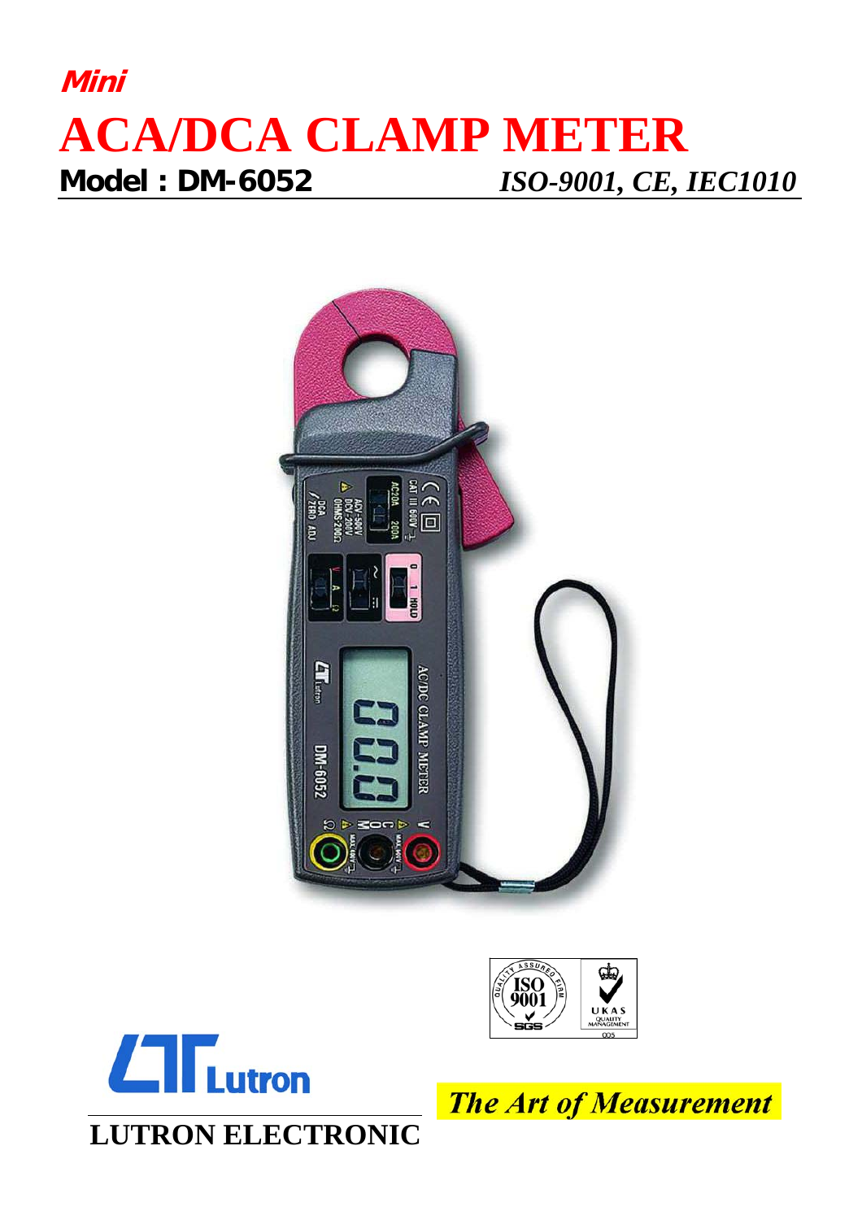***Mini***

# ACA/DCA CLAMP METER

**Model : DM-6052** *ISO-9001, CE, IEC1010*

**LUTRON ELECTRONIC**

***The Art of Measurement***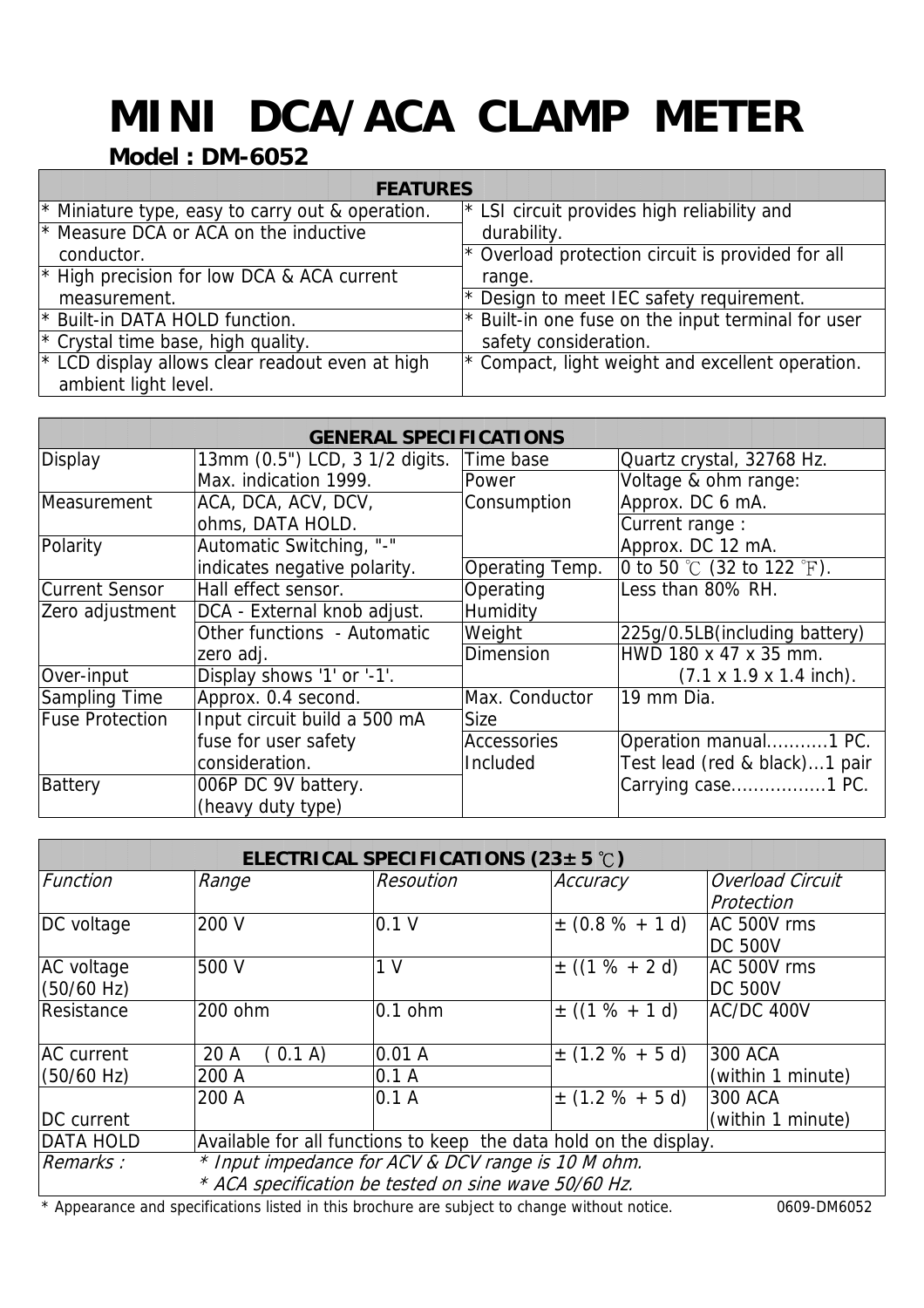# MINI DCA/ACA CLAMP METER

**Model : DM-6052**

| FEATURES | |
|---|---|
| * Miniature type, easy to carry out & operation. | * LSI circuit provides high reliability and durability. |
| * Measure DCA or ACA on the inductive conductor. | * Overload protection circuit is provided for all range. |
| * High precision for low DCA & ACA current measurement. | * Design to meet IEC safety requirement. |
| * Built-in DATA HOLD function. | * Built-in one fuse on the input terminal for user safety consideration. |
| * Crystal time base, high quality. | * Compact, light weight and excellent operation. |
| * LCD display allows clear readout even at high ambient light level. | |

| GENERAL SPECIFICATIONS | | | |
|---|---|---|---|
| Display | 13mm (0.5") LCD, 3 1/2 digits. Max. indication 1999. | Time base | Quartz crystal, 32768 Hz. |
| Measurement | ACA, DCA, ACV, DCV, ohms, DATA HOLD. | Power Consumption | Voltage & ohm range: Approx. DC 6 mA. Current range : Approx. DC 12 mA. |
| Polarity | Automatic Switching, "-" indicates negative polarity. | Operating Temp. | 0 to 50 ℃ (32 to 122 ℉). |
| Current Sensor | Hall effect sensor. | Operating Humidity | Less than 80% RH. |
| Zero adjustment | DCA - External knob adjust. Other functions - Automatic zero adj. | Weight | 225g/0.5LB(including battery) |
| Over-input | Display shows '1' or '-1'. | Dimension | HWD 180 x 47 x 35 mm. (7.1 x 1.9 x 1.4 inch). |
| Sampling Time | Approx. 0.4 second. | Max. Conductor Size | 19 mm Dia. |
| Fuse Protection | Input circuit build a 500 mA fuse for user safety consideration. | Accessories Included | Operation manual...........1 PC. Test lead (red & black)...1 pair Carrying case.................1 PC. |
| Battery | 006P DC 9V battery. (heavy duty type) | | |

| ELECTRICAL SPECIFICATIONS (23± 5 ℃) | | | | |
|---|---|---|---|---|
| *Function* | *Range* | *Resoution* | *Accuracy* | *Overload Circuit Protection* |
| DC voltage | 200 V | 0.1 V | ± (0.8 % + 1 d) | AC 500V rms DC 500V |
| AC voltage (50/60 Hz) | 500 V | 1 V | ± ((1 % + 2 d) | AC 500V rms DC 500V |
| Resistance | 200 ohm | 0.1 ohm | ± ((1 % + 1 d) | AC/DC 400V |
| AC current (50/60 Hz) | 20 A ( 0.1 A) | 0.01 A | ± (1.2 % + 5 d) | 300 ACA (within 1 minute) |
| | 200 A | 0.1 A | | |
| DC current | 200 A | 0.1 A | ± (1.2 % + 5 d) | 300 ACA (within 1 minute) |
| DATA HOLD | Available for all functions to keep the data hold on the display. | | | |
| *Remarks :* | *\* Input impedance for ACV & DCV range is 10 M ohm.* *\* ACA specification be tested on sine wave 50/60 Hz.* | | | |

* Appearance and specifications listed in this brochure are subject to change without notice. 0609-DM6052